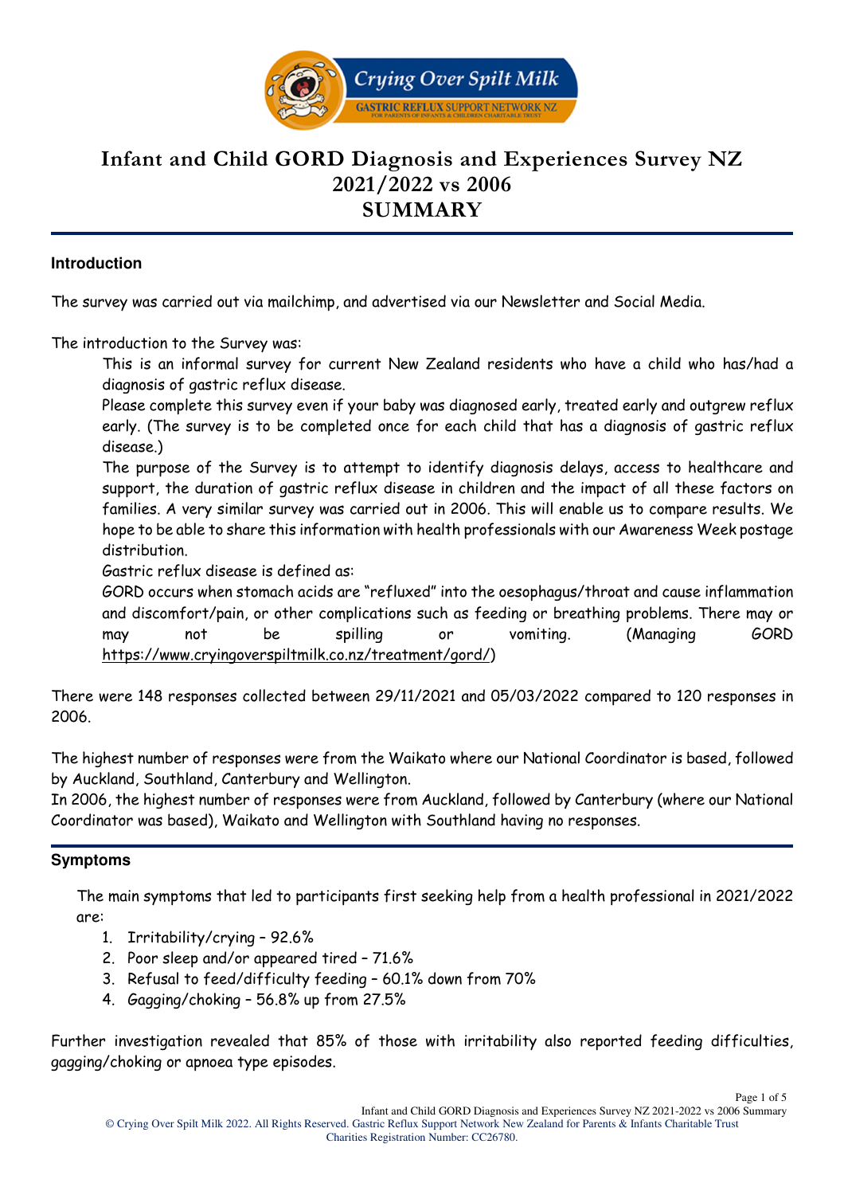# Infant and Child GORD Diagnosis and Experiences Survey NZ 2021/2022 vs 2006 SUMMARY

## Introduction

The survey was carried out via mailchimp, and advertised via our Newsletter and Social Media.

The introduction to the Survey was:

> This is an informal survey for current New Zealand residents who have a child who has/had a diagnosis of gastric reflux disease.
>
> Please complete this survey even if your baby was diagnosed early, treated early and outgrew reflux early. (The survey is to be completed once for each child that has a diagnosis of gastric reflux disease.)
>
> The purpose of the Survey is to attempt to identify diagnosis delays, access to healthcare and support, the duration of gastric reflux disease in children and the impact of all these factors on families. A very similar survey was carried out in 2006. This will enable us to compare results. We hope to be able to share this information with health professionals with our Awareness Week postage distribution.
>
> Gastric reflux disease is defined as:
>
> GORD occurs when stomach acids are "refluxed" into the oesophagus/throat and cause inflammation and discomfort/pain, or other complications such as feeding or breathing problems. There may or may not be spilling or vomiting. (Managing GORD https://www.cryingoverspiltmilk.co.nz/treatment/gord/)

There were 148 responses collected between 29/11/2021 and 05/03/2022 compared to 120 responses in 2006.

The highest number of responses were from the Waikato where our National Coordinator is based, followed by Auckland, Southland, Canterbury and Wellington.

In 2006, the highest number of responses were from Auckland, followed by Canterbury (where our National Coordinator was based), Waikato and Wellington with Southland having no responses.

## Symptoms

The main symptoms that led to participants first seeking help from a health professional in 2021/2022 are:

1. Irritability/crying – 92.6%
2. Poor sleep and/or appeared tired – 71.6%
3. Refusal to feed/difficulty feeding – 60.1% down from 70%
4. Gagging/choking – 56.8% up from 27.5%

Further investigation revealed that 85% of those with irritability also reported feeding difficulties, gagging/choking or apnoea type episodes.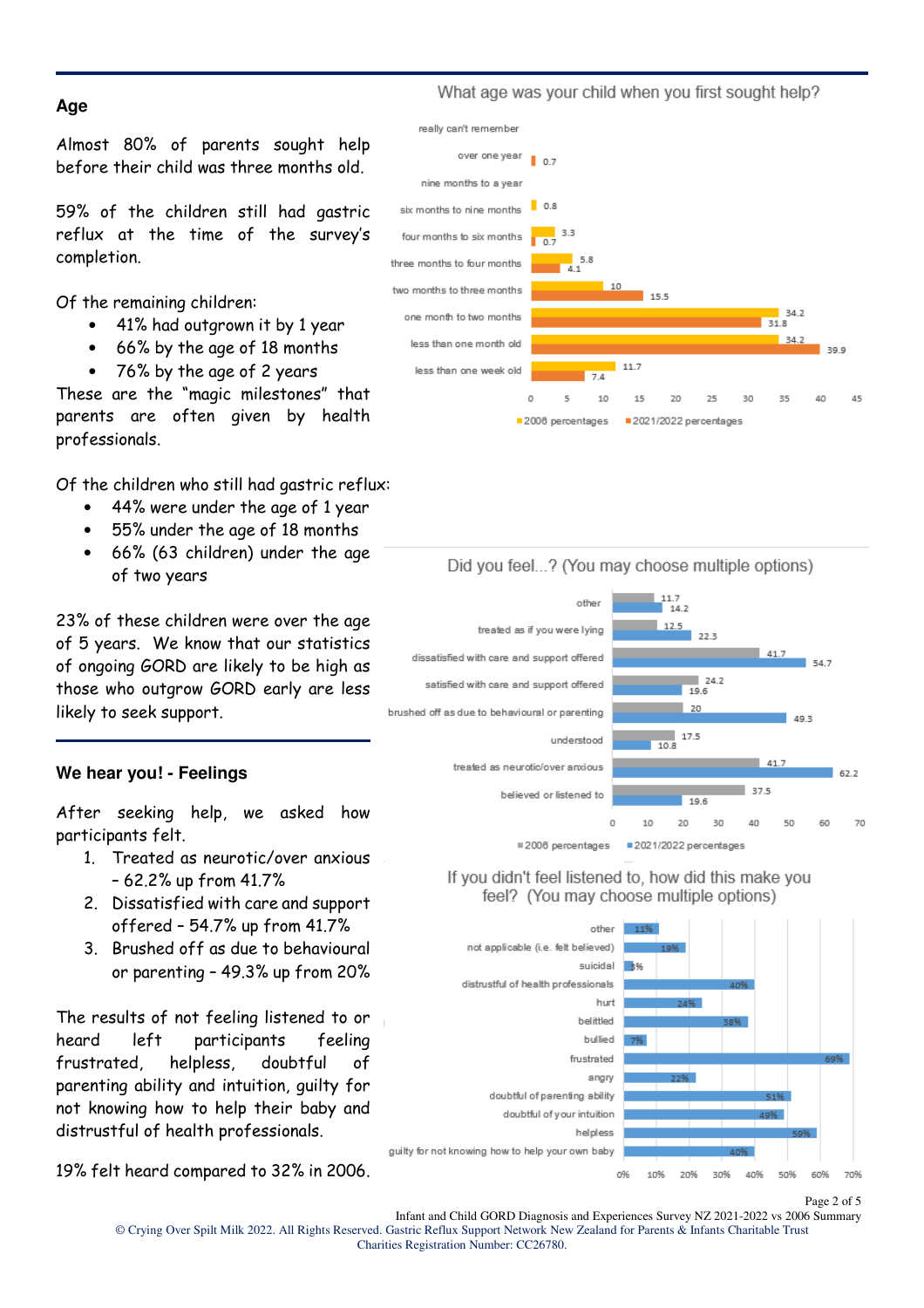## Age

Almost 80% of parents sought help before their child was three months old.

59% of the children still had gastric reflux at the time of the survey's completion.

Of the remaining children:

- 41% had outgrown it by 1 year
- 66% by the age of 18 months
- 76% by the age of 2 years

These are the "magic milestones" that parents are often given by health professionals.

Of the children who still had gastric reflux:

- 44% were under the age of 1 year
- 55% under the age of 18 months
- 66% (63 children) under the age of two years

23% of these children were over the age of 5 years. We know that our statistics of ongoing GORD are likely to be high as those who outgrow GORD early are less likely to seek support.

What age was your child when you first sought help?

| | 2006 percentages | 2021/2022 percentages |
|---|---|---|
| really can't remember | | |
| over one year | | 0.7 |
| nine months to a year | | |
| six months to nine months | 0.8 | |
| four months to six months | 3.3 | 0.7 |
| three months to four months | 5.8 | 4.1 |
| two months to three months | 10 | 15.5 |
| one month to two months | 34.2 | 31.8 |
| less than one month old | 34.2 | 39.9 |
| less than one week old | 11.7 | 7.4 |

## We hear you! - Feelings

After seeking help, we asked how participants felt.

1. Treated as neurotic/over anxious – 62.2% up from 41.7%
2. Dissatisfied with care and support offered – 54.7% up from 41.7%
3. Brushed off as due to behavioural or parenting – 49.3% up from 20%

The results of not feeling listened to or heard left participants feeling frustrated, helpless, doubtful of parenting ability and intuition, guilty for not knowing how to help their baby and distrustful of health professionals.

19% felt heard compared to 32% in 2006.

Did you feel...? (You may choose multiple options)

| | 2006 percentages | 2021/2022 percentages |
|---|---|---|
| other | 11.7 | 14.2 |
| treated as if you were lying | 12.5 | 22.3 |
| dissatisfied with care and support offered | 41.7 | 54.7 |
| satisfied with care and support offered | 24.2 | 19.6 |
| brushed off as due to behavioural or parenting | 20 | 49.3 |
| understood | 17.5 | 10.8 |
| treated as neurotic/over anxious | 41.7 | 62.2 |
| believed or listened to | 37.5 | 19.6 |

If you didn't feel listened to, how did this make you feel? (You may choose multiple options)

| | |
|---|---|
| other | 11% |
| not applicable (i.e. felt believed) | 19% |
| suicidal | 3% |
| distrustful of health professionals | 40% |
| hurt | 24% |
| belittled | 38% |
| bullied | 7% |
| frustrated | 69% |
| angry | 22% |
| doubtful of parenting ability | 51% |
| doubtful of your intuition | 49% |
| helpless | 59% |
| guilty for not knowing how to help your own baby | 40% |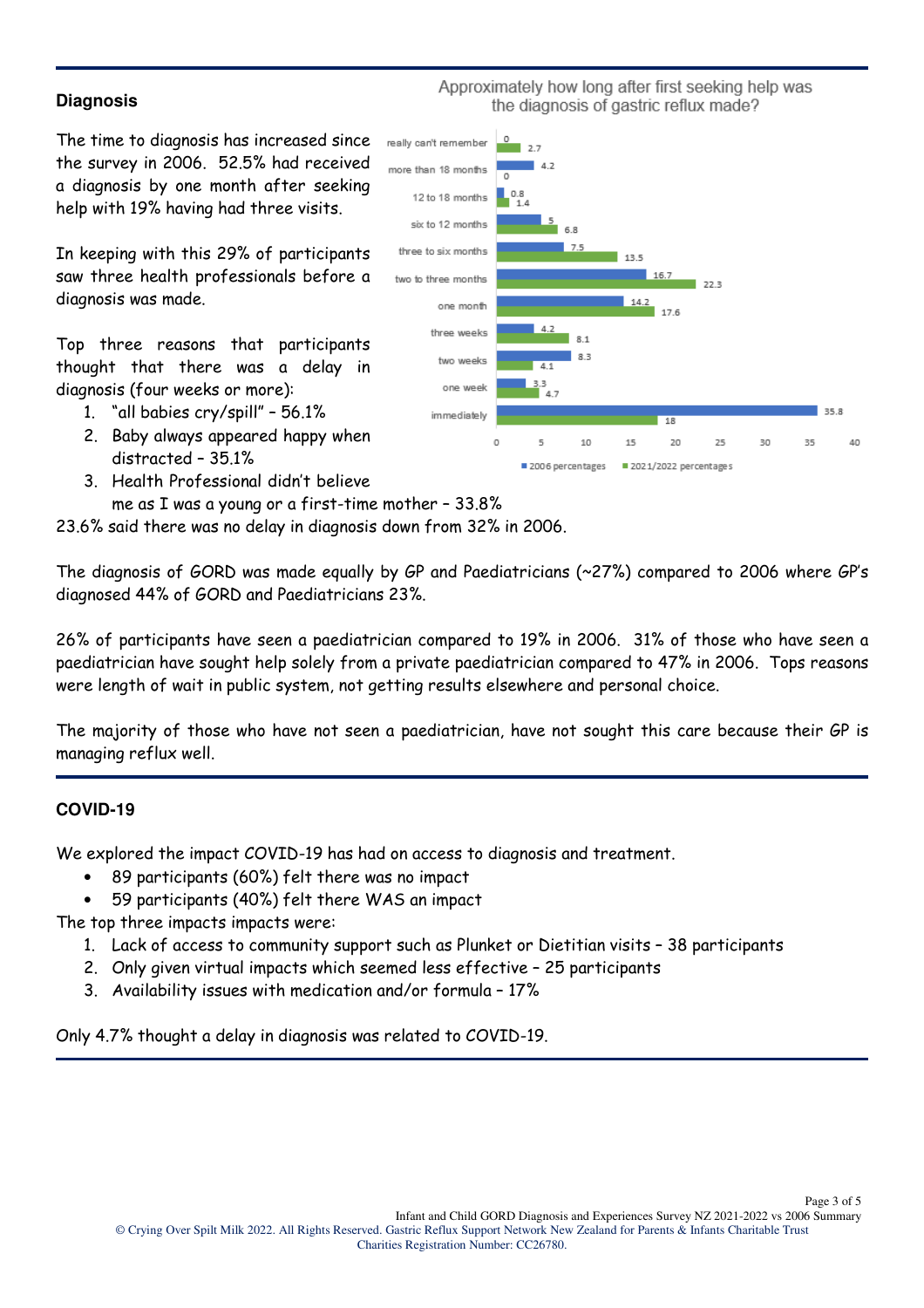## Diagnosis

The time to diagnosis has increased since the survey in 2006. 52.5% had received a diagnosis by one month after seeking help with 19% having had three visits.

In keeping with this 29% of participants saw three health professionals before a diagnosis was made.

Top three reasons that participants thought that there was a delay in diagnosis (four weeks or more):

1. "all babies cry/spill" – 56.1%
2. Baby always appeared happy when distracted – 35.1%
3. Health Professional didn't believe me as I was a young or a first-time mother – 33.8%

23.6% said there was no delay in diagnosis down from 32% in 2006.

**Approximately how long after first seeking help was the diagnosis of gastric reflux made?**

| | 2006 percentages | 2021/2022 percentages |
|---|---|---|
| really can't remember | 0 | 2.7 |
| more than 18 months | 4.2 | 0 |
| 12 to 18 months | 0.8 | 1.4 |
| six to 12 months | 5 | 6.8 |
| three to six months | 7.5 | 13.5 |
| two to three months | 16.7 | 22.3 |
| one month | 14.2 | 17.6 |
| three weeks | 4.2 | 8.1 |
| two weeks | 8.3 | 4.1 |
| one week | 3.3 | 4.7 |
| immediately | 35.8 | 18 |

The diagnosis of GORD was made equally by GP and Paediatricians (~27%) compared to 2006 where GP's diagnosed 44% of GORD and Paediatricians 23%.

26% of participants have seen a paediatrician compared to 19% in 2006. 31% of those who have seen a paediatrician have sought help solely from a private paediatrician compared to 47% in 2006. Tops reasons were length of wait in public system, not getting results elsewhere and personal choice.

The majority of those who have not seen a paediatrician, have not sought this care because their GP is managing reflux well.

## COVID-19

We explored the impact COVID-19 has had on access to diagnosis and treatment.

- 89 participants (60%) felt there was no impact
- 59 participants (40%) felt there WAS an impact

The top three impacts impacts were:

1. Lack of access to community support such as Plunket or Dietitian visits – 38 participants
2. Only given virtual impacts which seemed less effective – 25 participants
3. Availability issues with medication and/or formula – 17%

Only 4.7% thought a delay in diagnosis was related to COVID-19.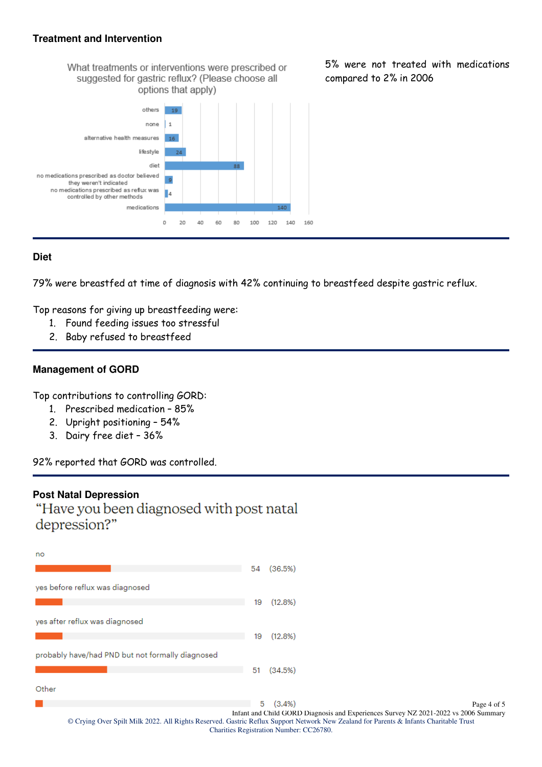### Treatment and Intervention

What treatments or interventions were prescribed or suggested for gastric reflux? (Please choose all options that apply)

| Option | Count |
|---|---|
| others | 19 |
| none | 1 |
| alternative health measures | 16 |
| lifestyle | 24 |
| diet | 88 |
| no medications prescribed as doctor believed they weren't indicated | 9 |
| no medications prescribed as reflux was controlled by other methods | 4 |
| medications | 140 |

5% were not treated with medications compared to 2% in 2006

### Diet

79% were breastfed at time of diagnosis with 42% continuing to breastfeed despite gastric reflux.

Top reasons for giving up breastfeeding were:

1. Found feeding issues too stressful
2. Baby refused to breastfeed

### Management of GORD

Top contributions to controlling GORD:

1. Prescribed medication – 85%
2. Upright positioning – 54%
3. Dairy free diet – 36%

92% reported that GORD was controlled.

### Post Natal Depression

"Have you been diagnosed with post natal depression?"

| Response | Count | Percentage |
|---|---|---|
| no | 54 | (36.5%) |
| yes before reflux was diagnosed | 19 | (12.8%) |
| yes after reflux was diagnosed | 19 | (12.8%) |
| probably have/had PND but not formally diagnosed | 51 | (34.5%) |
| Other | 5 | (3.4%) |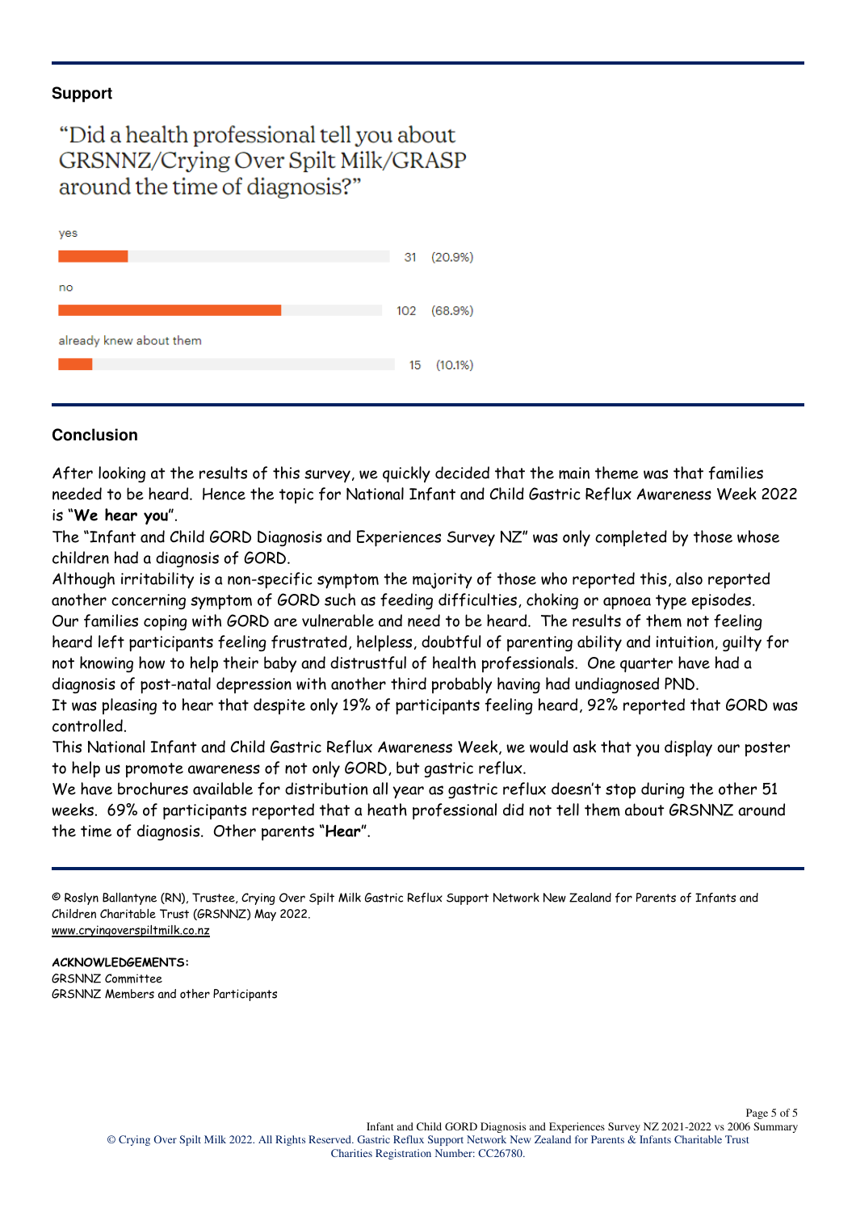### Support

"Did a health professional tell you about GRSNNZ/Crying Over Spilt Milk/GRASP around the time of diagnosis?"

yes

31 (20.9%)

no

102 (68.9%)

already knew about them

15 (10.1%)

### Conclusion

After looking at the results of this survey, we quickly decided that the main theme was that families needed to be heard. Hence the topic for National Infant and Child Gastric Reflux Awareness Week 2022 is "**We hear you**".

The "Infant and Child GORD Diagnosis and Experiences Survey NZ" was only completed by those whose children had a diagnosis of GORD.

Although irritability is a non-specific symptom the majority of those who reported this, also reported another concerning symptom of GORD such as feeding difficulties, choking or apnoea type episodes.

Our families coping with GORD are vulnerable and need to be heard. The results of them not feeling heard left participants feeling frustrated, helpless, doubtful of parenting ability and intuition, guilty for not knowing how to help their baby and distrustful of health professionals. One quarter have had a diagnosis of post-natal depression with another third probably having had undiagnosed PND.

It was pleasing to hear that despite only 19% of participants feeling heard, 92% reported that GORD was controlled.

This National Infant and Child Gastric Reflux Awareness Week, we would ask that you display our poster to help us promote awareness of not only GORD, but gastric reflux.

We have brochures available for distribution all year as gastric reflux doesn't stop during the other 51 weeks. 69% of participants reported that a heath professional did not tell them about GRSNNZ around the time of diagnosis. Other parents "**Hear**".

© Roslyn Ballantyne (RN), Trustee, Crying Over Spilt Milk Gastric Reflux Support Network New Zealand for Parents of Infants and Children Charitable Trust (GRSNNZ) May 2022.
www.cryingoverspiltmilk.co.nz

**ACKNOWLEDGEMENTS:**
GRSNNZ Committee
GRSNNZ Members and other Participants